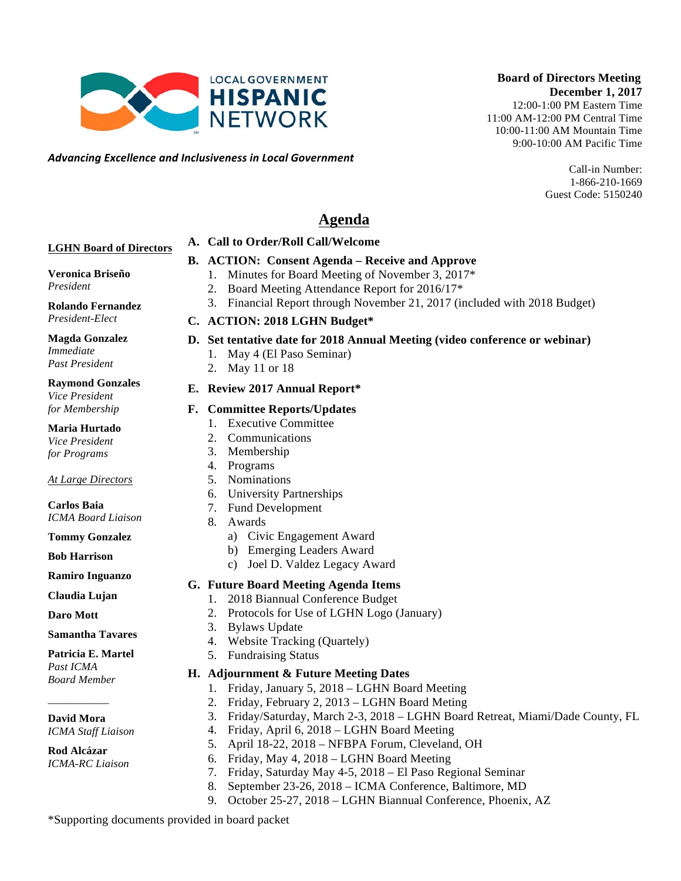LOCAL GOVERNMENT **HISPANIC** NETWORK

*Advancing Excellence and Inclusiveness in Local Government*

**Board of Directors Meeting**
**December 1, 2017**
12:00-1:00 PM Eastern Time
11:00 AM-12:00 PM Central Time
10:00-11:00 AM Mountain Time
9:00-10:00 AM Pacific Time

Call-in Number:
1-866-210-1669
Guest Code: 5150240

# Agenda

**A. Call to Order/Roll Call/Welcome**

**B. ACTION: Consent Agenda – Receive and Approve**
1. Minutes for Board Meeting of November 3, 2017*
2. Board Meeting Attendance Report for 2016/17*
3. Financial Report through November 21, 2017 (included with 2018 Budget)

**C. ACTION: 2018 LGHN Budget***

**D. Set tentative date for 2018 Annual Meeting (video conference or webinar)**
1. May 4 (El Paso Seminar)
2. May 11 or 18

**E. Review 2017 Annual Report***

**F. Committee Reports/Updates**
1. Executive Committee
2. Communications
3. Membership
4. Programs
5. Nominations
6. University Partnerships
7. Fund Development
8. Awards
   a) Civic Engagement Award
   b) Emerging Leaders Award
   c) Joel D. Valdez Legacy Award

**G. Future Board Meeting Agenda Items**
1. 2018 Biannual Conference Budget
2. Protocols for Use of LGHN Logo (January)
3. Bylaws Update
4. Website Tracking (Quartely)
5. Fundraising Status

**H. Adjournment & Future Meeting Dates**
1. Friday, January 5, 2018 – LGHN Board Meeting
2. Friday, February 2, 2013 – LGHN Board Meting
3. Friday/Saturday, March 2-3, 2018 – LGHN Board Retreat, Miami/Dade County, FL
4. Friday, April 6, 2018 – LGHN Board Meeting
5. April 18-22, 2018 – NFBPA Forum, Cleveland, OH
6. Friday, May 4, 2018 – LGHN Board Meeting
7. Friday, Saturday May 4-5, 2018 – El Paso Regional Seminar
8. September 23-26, 2018 – ICMA Conference, Baltimore, MD
9. October 25-27, 2018 – LGHN Biannual Conference, Phoenix, AZ

**LGHN Board of Directors**

**Veronica Briseño**
*President*

**Rolando Fernandez**
*President-Elect*

**Magda Gonzalez**
*Immediate Past President*

**Raymond Gonzales**
*Vice President for Membership*

**Maria Hurtado**
*Vice President for Programs*

*At Large Directors*

**Carlos Baia**
*ICMA Board Liaison*

**Tommy Gonzalez**

**Bob Harrison**

**Ramiro Inguanzo**

**Claudia Lujan**

**Daro Mott**

**Samantha Tavares**

**Patricia E. Martel**
*Past ICMA Board Member*

---

**David Mora**
*ICMA Staff Liaison*

**Rod Alcázar**
*ICMA-RC Liaison*

*Supporting documents provided in board packet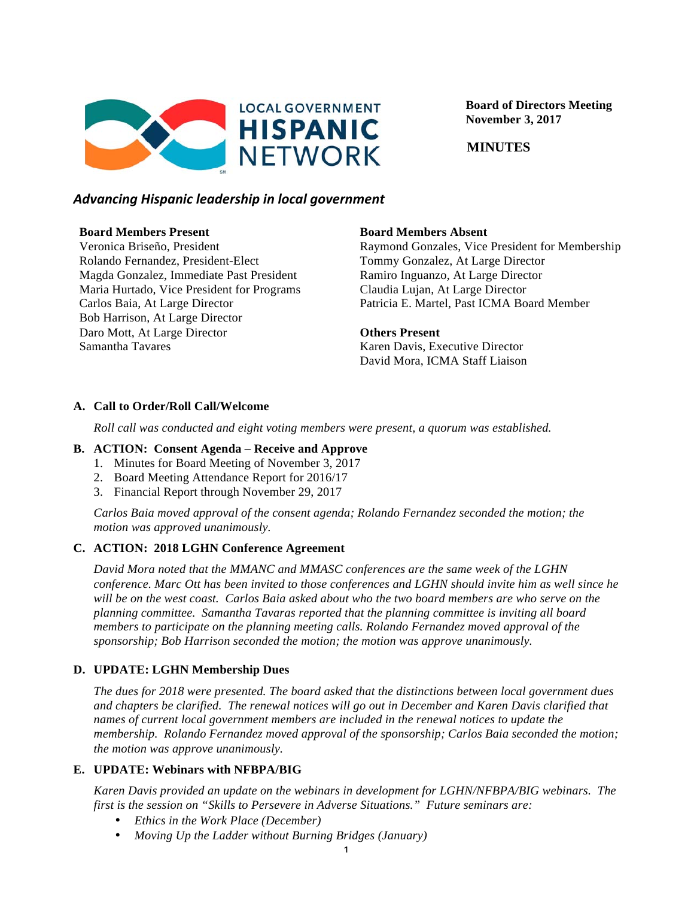LOCAL GOVERNMENT **HISPANIC** NETWORK

**Board of Directors Meeting**
**November 3, 2017**

**MINUTES**

***Advancing Hispanic leadership in local government***

**Board Members Present**
Veronica Briseño, President
Rolando Fernandez, President-Elect
Magda Gonzalez, Immediate Past President
Maria Hurtado, Vice President for Programs
Carlos Baia, At Large Director
Bob Harrison, At Large Director
Daro Mott, At Large Director
Samantha Tavares

**Board Members Absent**
Raymond Gonzales, Vice President for Membership
Tommy Gonzalez, At Large Director
Ramiro Inguanzo, At Large Director
Claudia Lujan, At Large Director
Patricia E. Martel, Past ICMA Board Member

**Others Present**
Karen Davis, Executive Director
David Mora, ICMA Staff Liaison

**A. Call to Order/Roll Call/Welcome**

*Roll call was conducted and eight voting members were present, a quorum was established.*

**B. ACTION: Consent Agenda – Receive and Approve**

1. Minutes for Board Meeting of November 3, 2017
2. Board Meeting Attendance Report for 2016/17
3. Financial Report through November 29, 2017

*Carlos Baia moved approval of the consent agenda; Rolando Fernandez seconded the motion; the motion was approved unanimously.*

**C. ACTION: 2018 LGHN Conference Agreement**

*David Mora noted that the MMANC and MMASC conferences are the same week of the LGHN conference. Marc Ott has been invited to those conferences and LGHN should invite him as well since he will be on the west coast. Carlos Baia asked about who the two board members are who serve on the planning committee. Samantha Tavaras reported that the planning committee is inviting all board members to participate on the planning meeting calls. Rolando Fernandez moved approval of the sponsorship; Bob Harrison seconded the motion; the motion was approve unanimously.*

**D. UPDATE: LGHN Membership Dues**

*The dues for 2018 were presented. The board asked that the distinctions between local government dues and chapters be clarified. The renewal notices will go out in December and Karen Davis clarified that names of current local government members are included in the renewal notices to update the membership. Rolando Fernandez moved approval of the sponsorship; Carlos Baia seconded the motion; the motion was approve unanimously.*

**E. UPDATE: Webinars with NFBPA/BIG**

*Karen Davis provided an update on the webinars in development for LGHN/NFBPA/BIG webinars. The first is the session on "Skills to Persevere in Adverse Situations." Future seminars are:*

- *Ethics in the Work Place (December)*
- *Moving Up the Ladder without Burning Bridges (January)*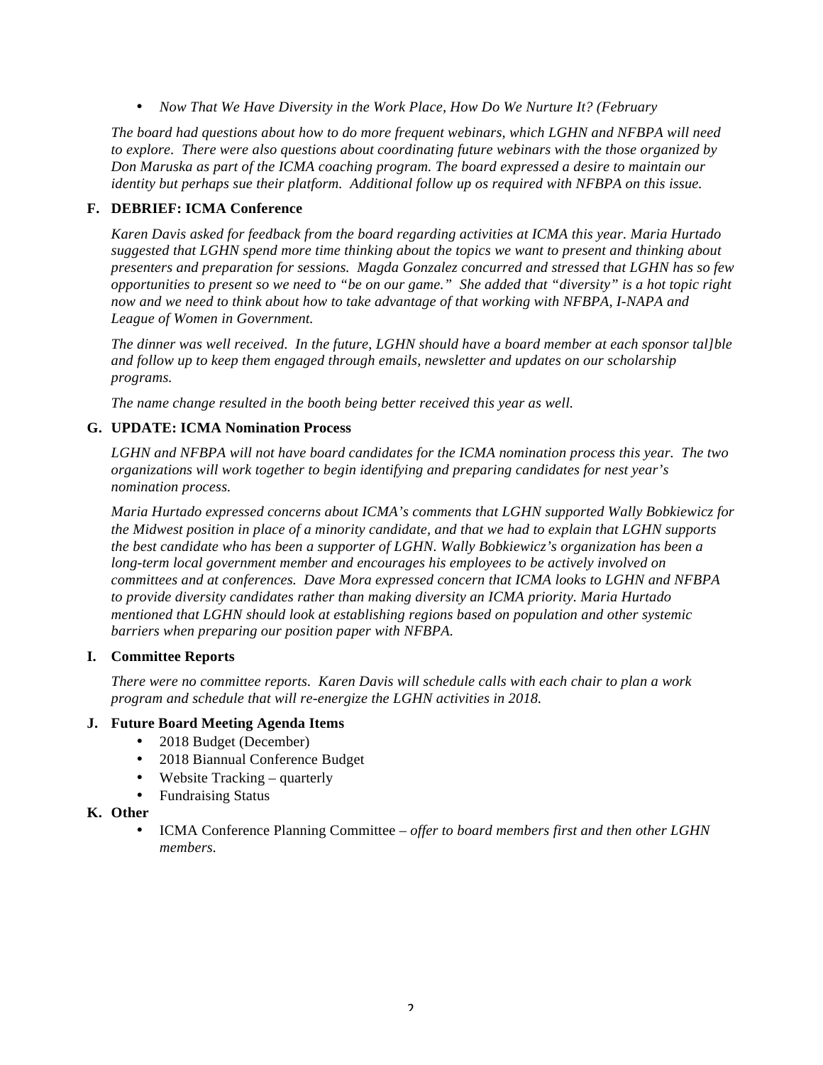- *Now That We Have Diversity in the Work Place, How Do We Nurture It? (February*

*The board had questions about how to do more frequent webinars, which LGHN and NFBPA will need to explore. There were also questions about coordinating future webinars with the those organized by Don Maruska as part of the ICMA coaching program. The board expressed a desire to maintain our identity but perhaps sue their platform. Additional follow up os required with NFBPA on this issue.*

**F. DEBRIEF: ICMA Conference**

*Karen Davis asked for feedback from the board regarding activities at ICMA this year. Maria Hurtado suggested that LGHN spend more time thinking about the topics we want to present and thinking about presenters and preparation for sessions. Magda Gonzalez concurred and stressed that LGHN has so few opportunities to present so we need to "be on our game." She added that "diversity" is a hot topic right now and we need to think about how to take advantage of that working with NFBPA, I-NAPA and League of Women in Government.*

*The dinner was well received. In the future, LGHN should have a board member at each sponsor tal]ble and follow up to keep them engaged through emails, newsletter and updates on our scholarship programs.*

*The name change resulted in the booth being better received this year as well.*

**G. UPDATE: ICMA Nomination Process**

*LGHN and NFBPA will not have board candidates for the ICMA nomination process this year. The two organizations will work together to begin identifying and preparing candidates for nest year's nomination process.*

*Maria Hurtado expressed concerns about ICMA's comments that LGHN supported Wally Bobkiewicz for the Midwest position in place of a minority candidate, and that we had to explain that LGHN supports the best candidate who has been a supporter of LGHN. Wally Bobkiewicz's organization has been a long-term local government member and encourages his employees to be actively involved on committees and at conferences. Dave Mora expressed concern that ICMA looks to LGHN and NFBPA to provide diversity candidates rather than making diversity an ICMA priority. Maria Hurtado mentioned that LGHN should look at establishing regions based on population and other systemic barriers when preparing our position paper with NFBPA.*

**I. Committee Reports**

*There were no committee reports. Karen Davis will schedule calls with each chair to plan a work program and schedule that will re-energize the LGHN activities in 2018.*

**J. Future Board Meeting Agenda Items**

- 2018 Budget (December)
- 2018 Biannual Conference Budget
- Website Tracking – quarterly
- Fundraising Status

**K. Other**

- ICMA Conference Planning Committee – *offer to board members first and then other LGHN members.*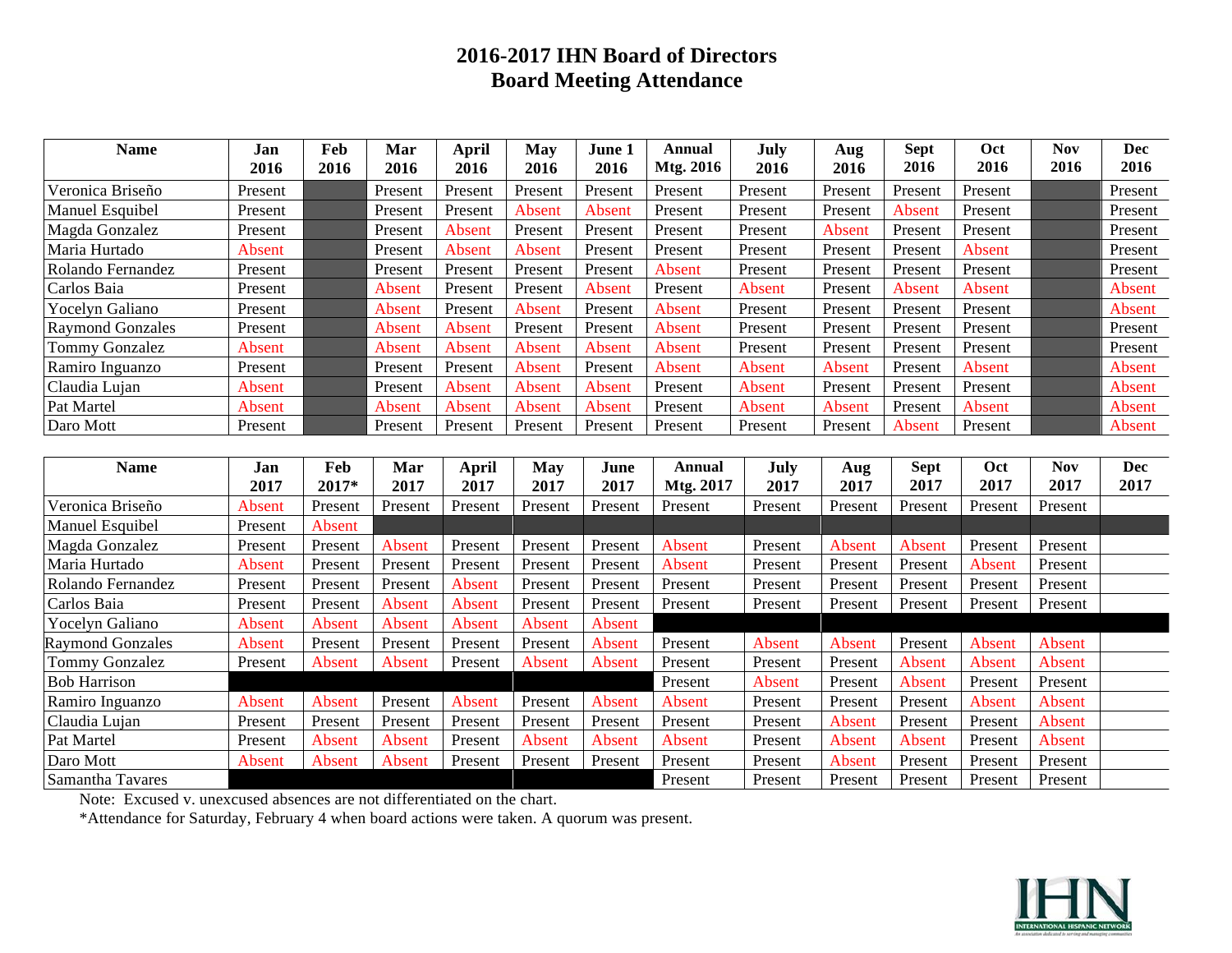# 2016-2017 IHN Board of Directors
# Board Meeting Attendance

| Name | Jan 2016 | Feb 2016 | Mar 2016 | April 2016 | May 2016 | June 1 2016 | Annual Mtg. 2016 | July 2016 | Aug 2016 | Sept 2016 | Oct 2016 | Nov 2016 | Dec 2016 |
|---|---|---|---|---|---|---|---|---|---|---|---|---|---|
| Veronica Briseño | Present | | Present | Present | Present | Present | Present | Present | Present | Present | Present | | Present |
| Manuel Esquibel | Present | | Present | Present | Absent | Absent | Present | Present | Present | Absent | Present | | Present |
| Magda Gonzalez | Present | | Present | Absent | Present | Present | Present | Present | Absent | Present | Present | | Present |
| Maria Hurtado | Absent | | Present | Absent | Absent | Present | Present | Present | Present | Present | Absent | | Present |
| Rolando Fernandez | Present | | Present | Present | Present | Present | Absent | Present | Present | Present | Present | | Present |
| Carlos Baia | Present | | Absent | Present | Present | Absent | Present | Absent | Present | Absent | Absent | | Absent |
| Yocelyn Galiano | Present | | Absent | Present | Absent | Present | Absent | Present | Present | Present | Present | | Absent |
| Raymond Gonzales | Present | | Absent | Absent | Present | Present | Absent | Present | Present | Present | Present | | Present |
| Tommy Gonzalez | Absent | | Absent | Absent | Absent | Absent | Absent | Present | Present | Present | Present | | Present |
| Ramiro Inguanzo | Present | | Present | Present | Absent | Present | Absent | Absent | Absent | Present | Absent | | Absent |
| Claudia Lujan | Absent | | Present | Absent | Absent | Absent | Present | Absent | Present | Present | Present | | Absent |
| Pat Martel | Absent | | Absent | Absent | Absent | Absent | Present | Absent | Absent | Present | Absent | | Absent |
| Daro Mott | Present | | Present | Present | Present | Present | Present | Present | Present | Absent | Present | | Absent |

| Name | Jan 2017 | Feb 2017* | Mar 2017 | April 2017 | May 2017 | June 2017 | Annual Mtg. 2017 | July 2017 | Aug 2017 | Sept 2017 | Oct 2017 | Nov 2017 | Dec 2017 |
|---|---|---|---|---|---|---|---|---|---|---|---|---|---|
| Veronica Briseño | Absent | Present | Present | Present | Present | Present | Present | Present | Present | Present | Present | Present | |
| Manuel Esquibel | Present | Absent | | | | | | | | | | | |
| Magda Gonzalez | Present | Present | Absent | Present | Present | Present | Absent | Present | Absent | Absent | Present | Present | |
| Maria Hurtado | Absent | Present | Present | Present | Present | Present | Absent | Present | Present | Present | Absent | Present | |
| Rolando Fernandez | Present | Present | Present | Absent | Present | Present | Present | Present | Present | Present | Present | Present | |
| Carlos Baia | Present | Present | Absent | Absent | Present | Present | Present | Present | Present | Present | Present | Present | |
| Yocelyn Galiano | Absent | Absent | Absent | Absent | Absent | Absent | | | | | | | |
| Raymond Gonzales | Absent | Present | Present | Present | Present | Absent | Present | Absent | Absent | Present | Absent | Absent | |
| Tommy Gonzalez | Present | Absent | Absent | Present | Absent | Absent | Present | Present | Present | Absent | Absent | Absent | |
| Bob Harrison | | | | | | | Present | Absent | Present | Absent | Present | Present | |
| Ramiro Inguanzo | Absent | Absent | Present | Absent | Present | Absent | Absent | Present | Present | Present | Absent | Absent | |
| Claudia Lujan | Present | Present | Present | Present | Present | Present | Present | Present | Absent | Present | Present | Absent | |
| Pat Martel | Present | Absent | Absent | Present | Absent | Absent | Absent | Present | Absent | Absent | Present | Absent | |
| Daro Mott | Absent | Absent | Absent | Present | Present | Present | Present | Present | Absent | Present | Present | Present | |
| Samantha Tavares | | | | | | | Present | Present | Present | Present | Present | Present | |

Note: Excused v. unexcused absences are not differentiated on the chart.

*Attendance for Saturday, February 4 when board actions were taken. A quorum was present.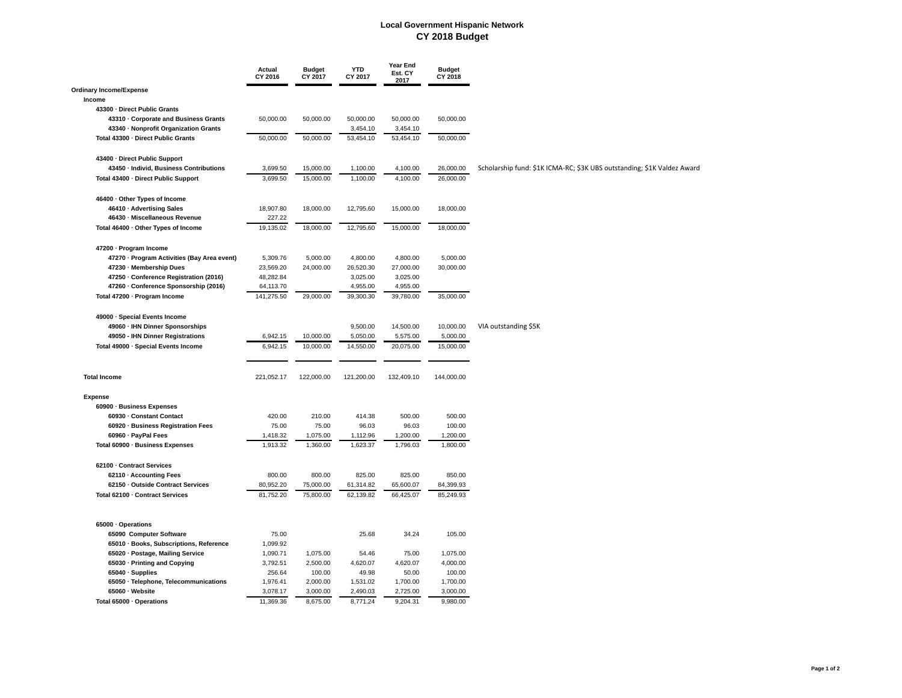# Local Government Hispanic Network
## CY 2018 Budget

| | Actual CY 2016 | Budget CY 2017 | YTD CY 2017 | Year End Est. CY 2017 | Budget CY 2018 | |
|---|---|---|---|---|---|---|
| **Ordinary Income/Expense** | | | | | | |
| **Income** | | | | | | |
| **43300 · Direct Public Grants** | | | | | | |
| **43310 · Corporate and Business Grants** | 50,000.00 | 50,000.00 | 50,000.00 | 50,000.00 | 50,000.00 | |
| **43340 · Nonprofit Organization Grants** | | | 3,454.10 | 3,454.10 | | |
| **Total 43300 · Direct Public Grants** | 50,000.00 | 50,000.00 | 53,454.10 | 53,454.10 | 50,000.00 | |
| | | | | | | |
| **43400 · Direct Public Support** | | | | | | |
| **43450 · Individ, Business Contributions** | 3,699.50 | 15,000.00 | 1,100.00 | 4,100.00 | 26,000.00 | Scholarship fund: $1K ICMA-RC; $3K UBS outstanding; $1K Valdez Award |
| **Total 43400 · Direct Public Support** | 3,699.50 | 15,000.00 | 1,100.00 | 4,100.00 | 26,000.00 | |
| | | | | | | |
| **46400 · Other Types of Income** | | | | | | |
| **46410 · Advertising Sales** | 18,907.80 | 18,000.00 | 12,795.60 | 15,000.00 | 18,000.00 | |
| **46430 · Miscellaneous Revenue** | 227.22 | | | | | |
| **Total 46400 · Other Types of Income** | 19,135.02 | 18,000.00 | 12,795.60 | 15,000.00 | 18,000.00 | |
| | | | | | | |
| **47200 · Program Income** | | | | | | |
| **47270 · Program Activities (Bay Area event)** | 5,309.76 | 5,000.00 | 4,800.00 | 4,800.00 | 5,000.00 | |
| **47230 · Membership Dues** | 23,569.20 | 24,000.00 | 26,520.30 | 27,000.00 | 30,000.00 | |
| **47250 · Conference Registration (2016)** | 48,282.84 | | 3,025.00 | 3,025.00 | | |
| **47260 · Conference Sponsorship (2016)** | 64,113.70 | | 4,955.00 | 4,955.00 | | |
| **Total 47200 · Program Income** | 141,275.50 | 29,000.00 | 39,300.30 | 39,780.00 | 35,000.00 | |
| | | | | | | |
| **49000 · Special Events Income** | | | | | | |
| **49060 · IHN Dinner Sponsorships** | | | 9,500.00 | 14,500.00 | 10,000.00 | VIA outstanding $5K |
| **49050 - IHN Dinner Registrations** | 6,942.15 | 10,000.00 | 5,050.00 | 5,575.00 | 5,000.00 | |
| **Total 49000 · Special Events Income** | 6,942.15 | 10,000.00 | 14,550.00 | 20,075.00 | 15,000.00 | |
| | | | | | | |
| **Total Income** | 221,052.17 | 122,000.00 | 121,200.00 | 132,409.10 | 144,000.00 | |
| | | | | | | |
| **Expense** | | | | | | |
| **60900 · Business Expenses** | | | | | | |
| **60930 · Constant Contact** | 420.00 | 210.00 | 414.38 | 500.00 | 500.00 | |
| **60920 · Business Registration Fees** | 75.00 | 75.00 | 96.03 | 96.03 | 100.00 | |
| **60960 · PayPal Fees** | 1,418.32 | 1,075.00 | 1,112.96 | 1,200.00 | 1,200.00 | |
| **Total 60900 · Business Expenses** | 1,913.32 | 1,360.00 | 1,623.37 | 1,796.03 | 1,800.00 | |
| | | | | | | |
| **62100 · Contract Services** | | | | | | |
| **62110 · Accounting Fees** | 800.00 | 800.00 | 825.00 | 825.00 | 850.00 | |
| **62150 · Outside Contract Services** | 80,952.20 | 75,000.00 | 61,314.82 | 65,600.07 | 84,399.93 | |
| **Total 62100 · Contract Services** | 81,752.20 | 75,800.00 | 62,139.82 | 66,425.07 | 85,249.93 | |
| | | | | | | |
| **65000 · Operations** | | | | | | |
| **65090 Computer Software** | 75.00 | | 25.68 | 34.24 | 105.00 | |
| **65010 · Books, Subscriptions, Reference** | 1,099.92 | | | | | |
| **65020 · Postage, Mailing Service** | 1,090.71 | 1,075.00 | 54.46 | 75.00 | 1,075.00 | |
| **65030 · Printing and Copying** | 3,792.51 | 2,500.00 | 4,620.07 | 4,620.07 | 4,000.00 | |
| **65040 · Supplies** | 256.64 | 100.00 | 49.98 | 50.00 | 100.00 | |
| **65050 · Telephone, Telecommunications** | 1,976.41 | 2,000.00 | 1,531.02 | 1,700.00 | 1,700.00 | |
| **65060 · Website** | 3,078.17 | 3,000.00 | 2,490.03 | 2,725.00 | 3,000.00 | |
| **Total 65000 · Operations** | 11,369.36 | 8,675.00 | 8,771.24 | 9,204.31 | 9,980.00 | |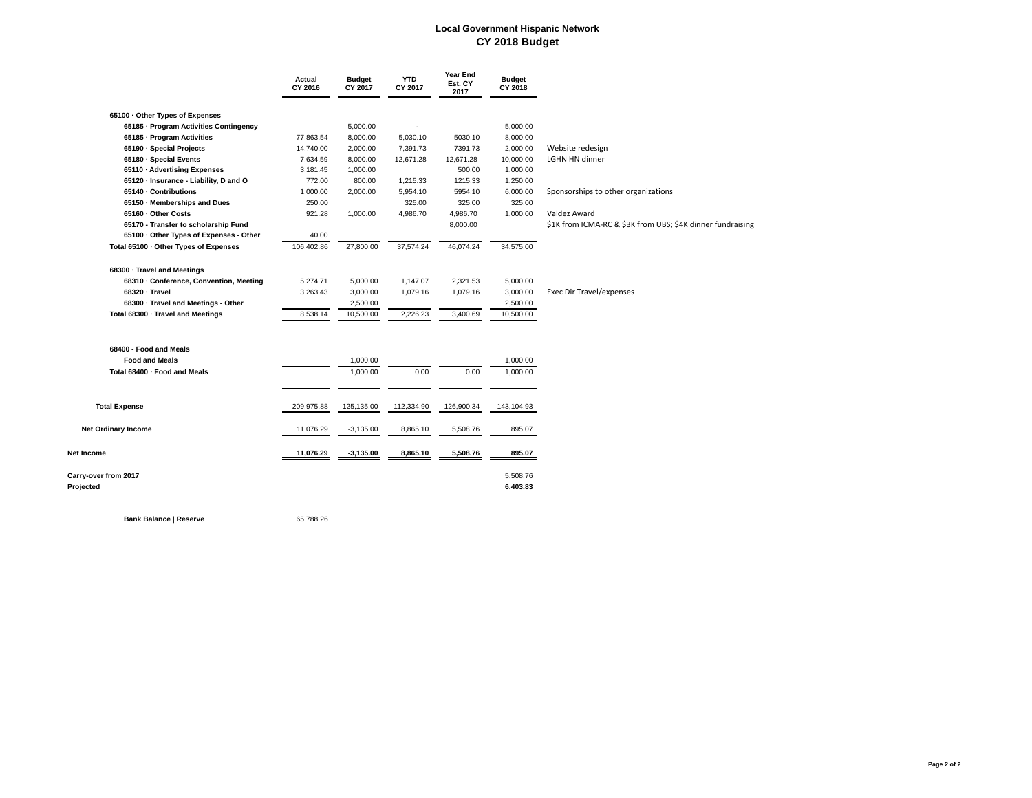# Local Government Hispanic Network
## CY 2018 Budget

| | Actual CY 2016 | Budget CY 2017 | YTD CY 2017 | Year End Est. CY 2017 | Budget CY 2018 | |
|---|---|---|---|---|---|---|
| **65100 · Other Types of Expenses** | | | | | | |
| **65185 · Program Activities Contingency** | | 5,000.00 | - | | 5,000.00 | |
| **65185 · Program Activities** | 77,863.54 | 8,000.00 | 5,030.10 | 5030.10 | 8,000.00 | |
| **65190 · Special Projects** | 14,740.00 | 2,000.00 | 7,391.73 | 7391.73 | 2,000.00 | Website redesign |
| **65180 · Special Events** | 7,634.59 | 8,000.00 | 12,671.28 | 12,671.28 | 10,000.00 | LGHN HN dinner |
| **65110 · Advertising Expenses** | 3,181.45 | 1,000.00 | | 500.00 | 1,000.00 | |
| **65120 · Insurance - Liability, D and O** | 772.00 | 800.00 | 1,215.33 | 1215.33 | 1,250.00 | |
| **65140 · Contributions** | 1,000.00 | 2,000.00 | 5,954.10 | 5954.10 | 6,000.00 | Sponsorships to other organizations |
| **65150 · Memberships and Dues** | 250.00 | | 325.00 | 325.00 | 325.00 | |
| **65160 · Other Costs** | 921.28 | 1,000.00 | 4,986.70 | 4,986.70 | 1,000.00 | Valdez Award |
| **65170 - Transfer to scholarship Fund** | | | | 8,000.00 | | $1K from ICMA-RC & $3K from UBS; $4K dinner fundraising |
| **65100 · Other Types of Expenses - Other** | 40.00 | | | | | |
| **Total 65100 · Other Types of Expenses** | 106,402.86 | 27,800.00 | 37,574.24 | 46,074.24 | 34,575.00 | |
| **68300 · Travel and Meetings** | | | | | | |
| **68310 · Conference, Convention, Meeting** | 5,274.71 | 5,000.00 | 1,147.07 | 2,321.53 | 5,000.00 | |
| **68320 · Travel** | 3,263.43 | 3,000.00 | 1,079.16 | 1,079.16 | 3,000.00 | Exec Dir Travel/expenses |
| **68300 · Travel and Meetings - Other** | | 2,500.00 | | | 2,500.00 | |
| **Total 68300 · Travel and Meetings** | 8,538.14 | 10,500.00 | 2,226.23 | 3,400.69 | 10,500.00 | |
| **68400 - Food and Meals** | | | | | | |
| **Food and Meals** | | 1,000.00 | | | 1,000.00 | |
| **Total 68400 · Food and Meals** | | 1,000.00 | 0.00 | 0.00 | 1,000.00 | |
| **Total Expense** | 209,975.88 | 125,135.00 | 112,334.90 | 126,900.34 | 143,104.93 | |
| **Net Ordinary Income** | 11,076.29 | -3,135.00 | 8,865.10 | 5,508.76 | 895.07 | |
| **Net Income** | **11,076.29** | **-3,135.00** | **8,865.10** | **5,508.76** | **895.07** | |
| **Carry-over from 2017** | | | | | 5,508.76 | |
| **Projected** | | | | | **6,403.83** | |
| **Bank Balance \| Reserve** | 65,788.26 | | | | | |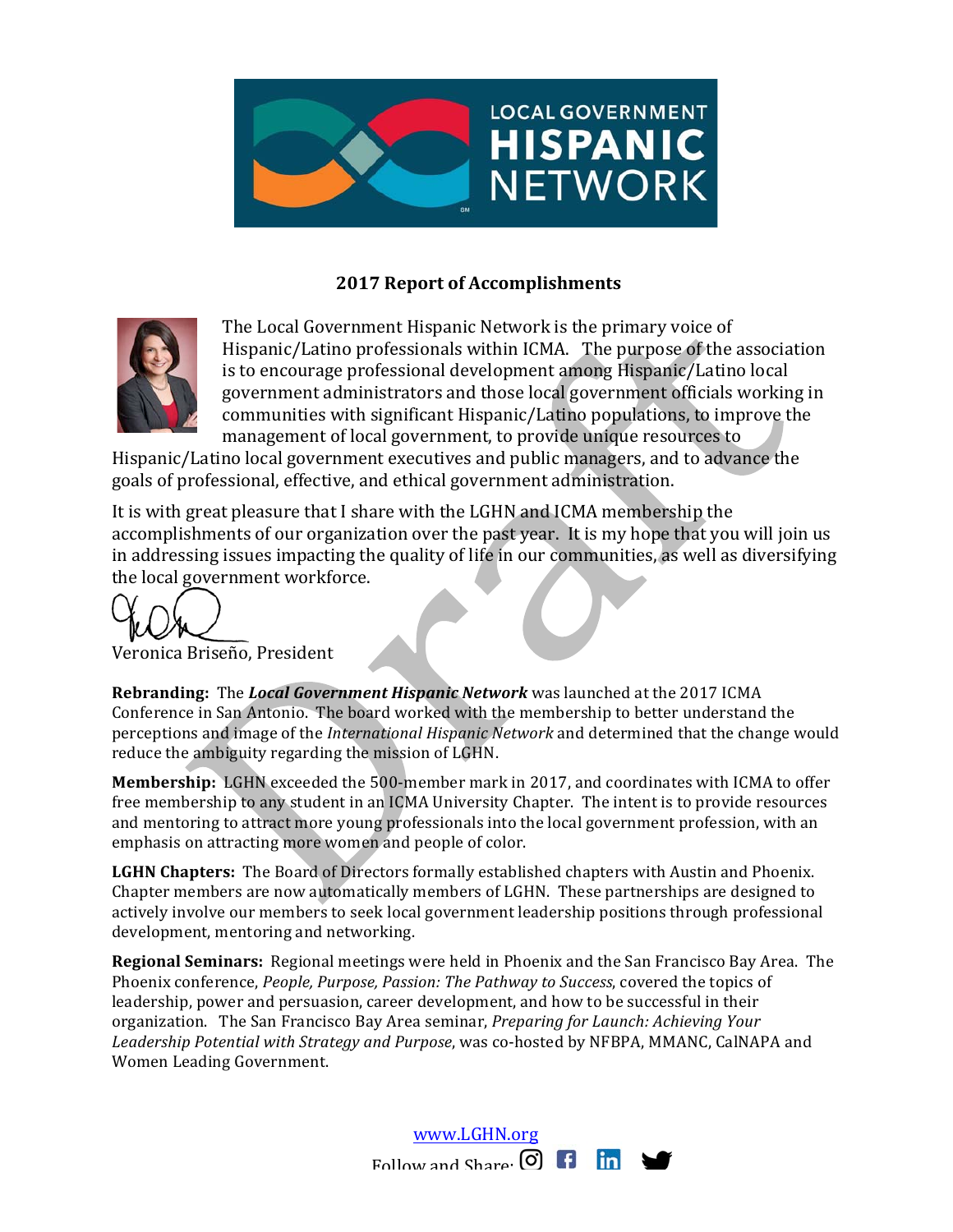LOCAL GOVERNMENT HISPANIC NETWORK

## 2017 Report of Accomplishments

The Local Government Hispanic Network is the primary voice of Hispanic/Latino professionals within ICMA. The purpose of the association is to encourage professional development among Hispanic/Latino local government administrators and those local government officials working in communities with significant Hispanic/Latino populations, to improve the management of local government, to provide unique resources to Hispanic/Latino local government executives and public managers, and to advance the goals of professional, effective, and ethical government administration.

It is with great pleasure that I share with the LGHN and ICMA membership the accomplishments of our organization over the past year. It is my hope that you will join us in addressing issues impacting the quality of life in our communities, as well as diversifying the local government workforce.

Veronica Briseño, President

**Rebranding:** The ***Local Government Hispanic Network*** was launched at the 2017 ICMA Conference in San Antonio. The board worked with the membership to better understand the perceptions and image of the *International Hispanic Network* and determined that the change would reduce the ambiguity regarding the mission of LGHN.

**Membership:** LGHN exceeded the 500-member mark in 2017, and coordinates with ICMA to offer free membership to any student in an ICMA University Chapter. The intent is to provide resources and mentoring to attract more young professionals into the local government profession, with an emphasis on attracting more women and people of color.

**LGHN Chapters:** The Board of Directors formally established chapters with Austin and Phoenix. Chapter members are now automatically members of LGHN. These partnerships are designed to actively involve our members to seek local government leadership positions through professional development, mentoring and networking.

**Regional Seminars:** Regional meetings were held in Phoenix and the San Francisco Bay Area. The Phoenix conference, *People, Purpose, Passion: The Pathway to Success*, covered the topics of leadership, power and persuasion, career development, and how to be successful in their organization. The San Francisco Bay Area seminar, *Preparing for Launch: Achieving Your Leadership Potential with Strategy and Purpose*, was co-hosted by NFBPA, MMANC, CalNAPA and Women Leading Government.

www.LGHN.org

Follow and Share: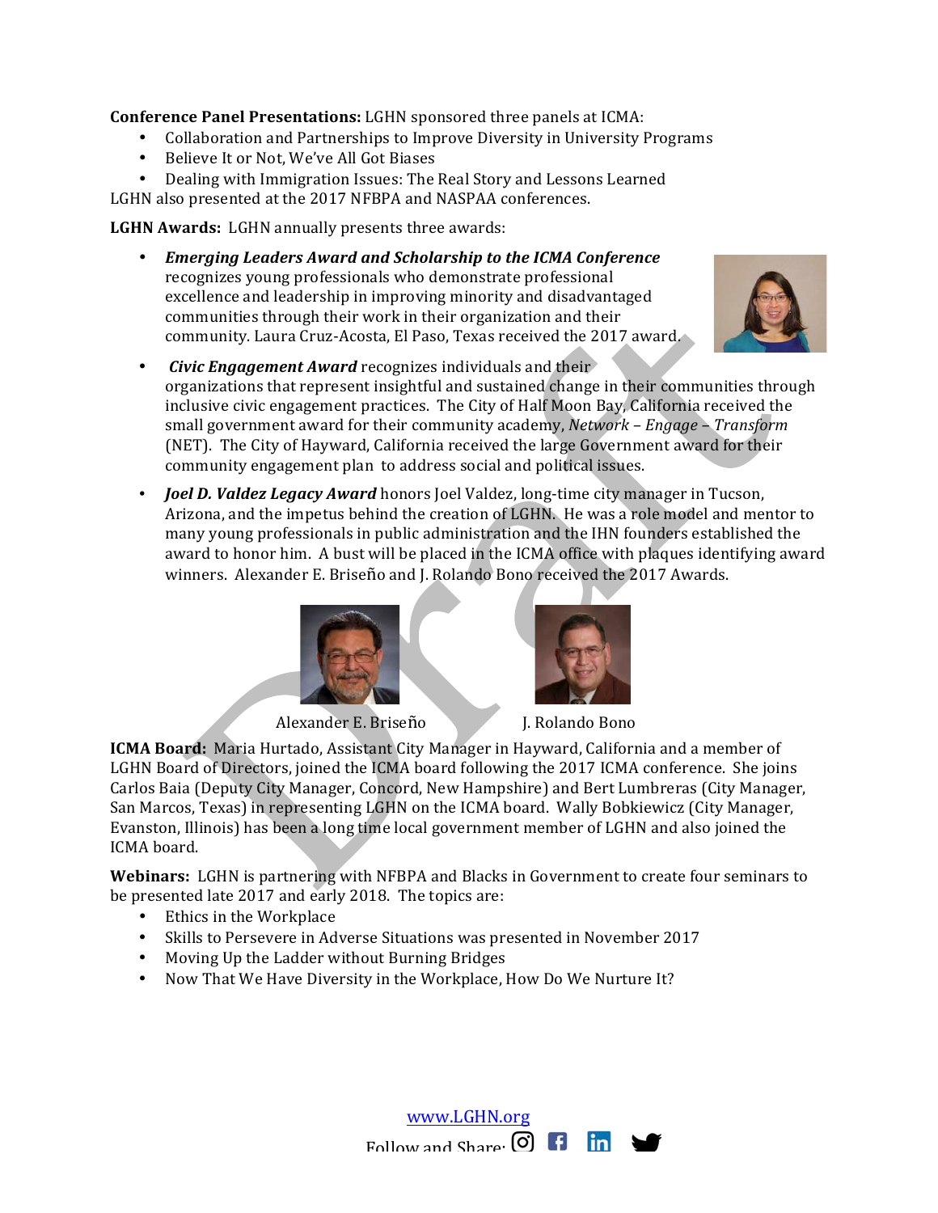**Conference Panel Presentations:** LGHN sponsored three panels at ICMA:

- Collaboration and Partnerships to Improve Diversity in University Programs
- Believe It or Not, We've All Got Biases
- Dealing with Immigration Issues: The Real Story and Lessons Learned

LGHN also presented at the 2017 NFBPA and NASPAA conferences.

**LGHN Awards:** LGHN annually presents three awards:

- ***Emerging Leaders Award and Scholarship to the ICMA Conference*** recognizes young professionals who demonstrate professional excellence and leadership in improving minority and disadvantaged communities through their work in their organization and their community. Laura Cruz-Acosta, El Paso, Texas received the 2017 award.
- ***Civic Engagement Award*** recognizes individuals and their organizations that represent insightful and sustained change in their communities through inclusive civic engagement practices. The City of Half Moon Bay, California received the small government award for their community academy, *Network – Engage – Transform* (NET). The City of Hayward, California received the large Government award for their community engagement plan to address social and political issues.
- ***Joel D. Valdez Legacy Award*** honors Joel Valdez, long-time city manager in Tucson, Arizona, and the impetus behind the creation of LGHN. He was a role model and mentor to many young professionals in public administration and the IHN founders established the award to honor him. A bust will be placed in the ICMA office with plaques identifying award winners. Alexander E. Briseño and J. Rolando Bono received the 2017 Awards.

Alexander E. Briseño

J. Rolando Bono

**ICMA Board:** Maria Hurtado, Assistant City Manager in Hayward, California and a member of LGHN Board of Directors, joined the ICMA board following the 2017 ICMA conference. She joins Carlos Baia (Deputy City Manager, Concord, New Hampshire) and Bert Lumbreras (City Manager, San Marcos, Texas) in representing LGHN on the ICMA board. Wally Bobkiewicz (City Manager, Evanston, Illinois) has been a long time local government member of LGHN and also joined the ICMA board.

**Webinars:** LGHN is partnering with NFBPA and Blacks in Government to create four seminars to be presented late 2017 and early 2018. The topics are:

- Ethics in the Workplace
- Skills to Persevere in Adverse Situations was presented in November 2017
- Moving Up the Ladder without Burning Bridges
- Now That We Have Diversity in the Workplace, How Do We Nurture It?

www.LGHN.org

Follow and Share: